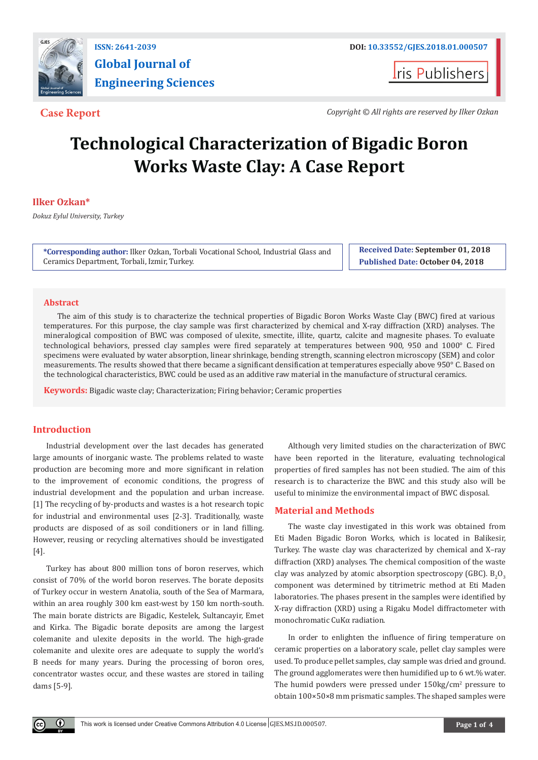**Case Report**

*Copyright © All rights are reserved by Ilker Ozkan*

# Technological Characterization of Bigadic Boron Works Waste Clay: A Case Report

**Ilker Ozkan***

*Dokuz Eylul University, Turkey*

**\*Corresponding author:** Ilker Ozkan, Torbali Vocational School, Industrial Glass and Ceramics Department, Torbali, Izmir, Turkey.

**Received Date:** September 01, 2018
**Published Date:** October 04, 2018

## Abstract

The aim of this study is to characterize the technical properties of Bigadic Boron Works Waste Clay (BWC) fired at various temperatures. For this purpose, the clay sample was first characterized by chemical and X-ray diffraction (XRD) analyses. The mineralogical composition of BWC was composed of ulexite, smectite, illite, quartz, calcite and magnesite phases. To evaluate technological behaviors, pressed clay samples were fired separately at temperatures between 900, 950 and 1000° C. Fired specimens were evaluated by water absorption, linear shrinkage, bending strength, scanning electron microscopy (SEM) and color measurements. The results showed that there became a significant densification at temperatures especially above 950° C. Based on the technological characteristics, BWC could be used as an additive raw material in the manufacture of structural ceramics.

**Keywords:** Bigadic waste clay; Characterization; Firing behavior; Ceramic properties

## Introduction

Industrial development over the last decades has generated large amounts of inorganic waste. The problems related to waste production are becoming more and more significant in relation to the improvement of economic conditions, the progress of industrial development and the population and urban increase. [1] The recycling of by-products and wastes is a hot research topic for industrial and environmental uses [2-3]. Traditionally, waste products are disposed of as soil conditioners or in land filling. However, reusing or recycling alternatives should be investigated [4].

Turkey has about 800 million tons of boron reserves, which consist of 70% of the world boron reserves. The borate deposits of Turkey occur in western Anatolia, south of the Sea of Marmara, within an area roughly 300 km east-west by 150 km north-south. The main borate districts are Bigadic, Kestelek, Sultancayir, Emet and Kirka. The Bigadic borate deposits are among the largest colemanite and ulexite deposits in the world. The high-grade colemanite and ulexite ores are adequate to supply the world's B needs for many years. During the processing of boron ores, concentrator wastes occur, and these wastes are stored in tailing dams [5-9].

Although very limited studies on the characterization of BWC have been reported in the literature, evaluating technological properties of fired samples has not been studied. The aim of this research is to characterize the BWC and this study also will be useful to minimize the environmental impact of BWC disposal.

## Material and Methods

The waste clay investigated in this work was obtained from Eti Maden Bigadic Boron Works, which is located in Balikesir, Turkey. The waste clay was characterized by chemical and X–ray diffraction (XRD) analyses. The chemical composition of the waste clay was analyzed by atomic absorption spectroscopy (GBC). $B_2O_3$ component was determined by titrimetric method at Eti Maden laboratories. The phases present in the samples were identified by X-ray diffraction (XRD) using a Rigaku Model diffractometer with monochromatic CuKα radiation.

In order to enlighten the influence of firing temperature on ceramic properties on a laboratory scale, pellet clay samples were used. To produce pellet samples, clay sample was dried and ground. The ground agglomerates were then humidified up to 6 wt.% water. The humid powders were pressed under 150kg/cm$^2$ pressure to obtain 100×50×8 mm prismatic samples. The shaped samples were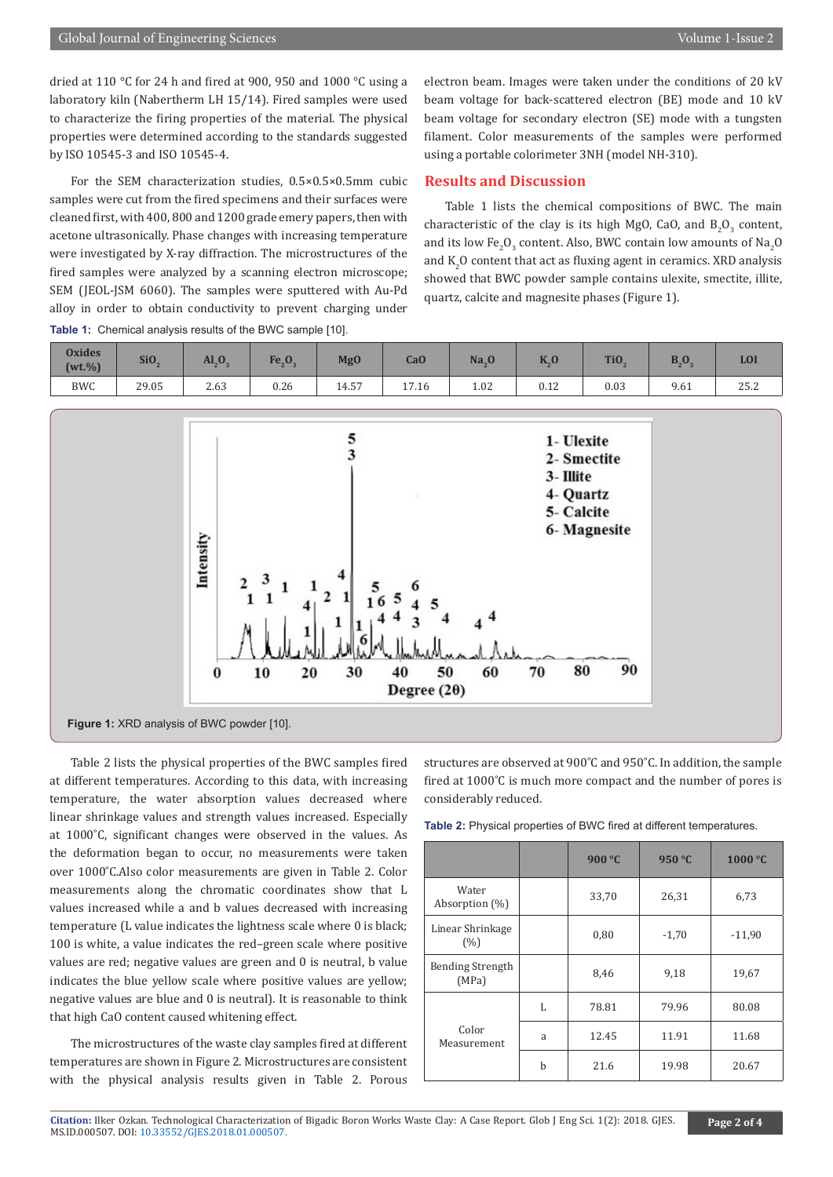dried at 110 °C for 24 h and fired at 900, 950 and 1000 °C using a laboratory kiln (Nabertherm LH 15/14). Fired samples were used to characterize the firing properties of the material. The physical properties were determined according to the standards suggested by ISO 10545-3 and ISO 10545-4.

For the SEM characterization studies, 0.5×0.5×0.5mm cubic samples were cut from the fired specimens and their surfaces were cleaned first, with 400, 800 and 1200 grade emery papers, then with acetone ultrasonically. Phase changes with increasing temperature were investigated by X-ray diffraction. The microstructures of the fired samples were analyzed by a scanning electron microscope; SEM (JEOL-JSM 6060). The samples were sputtered with Au-Pd alloy in order to obtain conductivity to prevent charging under electron beam. Images were taken under the conditions of 20 kV beam voltage for back-scattered electron (BE) mode and 10 kV beam voltage for secondary electron (SE) mode with a tungsten filament. Color measurements of the samples were performed using a portable colorimeter 3NH (model NH-310).

## Results and Discussion

Table 1 lists the chemical compositions of BWC. The main characteristic of the clay is its high MgO, CaO, and $B_2O_3$ content, and its low $Fe_2O_3$ content. Also, BWC contain low amounts of $Na_2O$ and $K_2O$ content that act as fluxing agent in ceramics. XRD analysis showed that BWC powder sample contains ulexite, smectite, illite, quartz, calcite and magnesite phases (Figure 1).

**Table 1:** Chemical analysis results of the BWC sample [10].

| Oxides (wt.%) | $SiO_2$ | $Al_2O_3$ | $Fe_2O_3$ | MgO | CaO | $Na_2O$ | $K_2O$ | $TiO_2$ | $B_2O_3$ | LOI |
|---|---|---|---|---|---|---|---|---|---|---|
| BWC | 29.05 | 2.63 | 0.26 | 14.57 | 17.16 | 1.02 | 0.12 | 0.03 | 9.61 | 25.2 |

**Figure 1:** XRD analysis of BWC powder [10].

Table 2 lists the physical properties of the BWC samples fired at different temperatures. According to this data, with increasing temperature, the water absorption values decreased where linear shrinkage values and strength values increased. Especially at 1000˚C, significant changes were observed in the values. As the deformation began to occur, no measurements were taken over 1000˚C.Also color measurements are given in Table 2. Color measurements along the chromatic coordinates show that L values increased while a and b values decreased with increasing temperature (L value indicates the lightness scale where 0 is black; 100 is white, a value indicates the red–green scale where positive values are red; negative values are green and 0 is neutral, b value indicates the blue yellow scale where positive values are yellow; negative values are blue and 0 is neutral). It is reasonable to think that high CaO content caused whitening effect.

The microstructures of the waste clay samples fired at different temperatures are shown in Figure 2. Microstructures are consistent with the physical analysis results given in Table 2. Porous structures are observed at 900˚C and 950˚C. In addition, the sample fired at 1000˚C is much more compact and the number of pores is considerably reduced.

**Table 2:** Physical properties of BWC fired at different temperatures.

| | | 900 °C | 950 °C | 1000 °C |
|---|---|---|---|---|
| Water Absorption (%) | | 33,70 | 26,31 | 6,73 |
| Linear Shrinkage (%) | | 0,80 | -1,70 | -11,90 |
| Bending Strength (MPa) | | 8,46 | 9,18 | 19,67 |
| Color Measurement | L | 78.81 | 79.96 | 80.08 |
| | a | 12.45 | 11.91 | 11.68 |
| | b | 21.6 | 19.98 | 20.67 |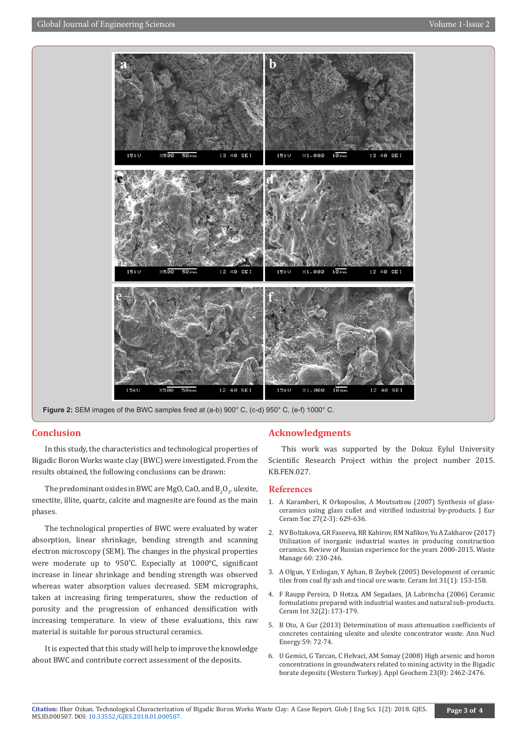Figure 2: SEM images of the BWC samples fired at (a-b) 900° C, (c-d) 950° C, (e-f) 1000° C.

## Conclusion

In this study, the characteristics and technological properties of Bigadic Boron Works waste clay (BWC) were investigated. From the results obtained, the following conclusions can be drawn:

The predominant oxides in BWC are MgO, CaO, and $B_2O_3$. ulexite, smectite, illite, quartz, calcite and magnesite are found as the main phases.

The technological properties of BWC were evaluated by water absorption, linear shrinkage, bending strength and scanning electron microscopy (SEM). The changes in the physical properties were moderate up to 950℃. Especially at 1000°C, significant increase in linear shrinkage and bending strength was observed whereas water absorption values decreased. SEM micrographs, taken at increasing firing temperatures, show the reduction of porosity and the progression of enhanced densification with increasing temperature. In view of these evaluations, this raw material is suitable for porous structural ceramics.

It is expected that this study will help to improve the knowledge about BWC and contribute correct assessment of the deposits.

## Acknowledgments

This work was supported by the Dokuz Eylul University Scientific Research Project within the project number 2015. KB.FEN.027.

## References

1. A Karamberi, K Orkopoulos, A Moutsatsou (2007) Synthesis of glass-ceramics using glass cullet and vitrified industrial by-products. J Eur Ceram Soc 27(2-3): 629-636.
2. NV Boltakova, GR Faseeva, RR Kabirov, RM Nafikov, Yu A Zakharov (2017) Utilization of inorganic industrial wastes in producing construction ceramics. Review of Russian experience for the years 2000-2015. Waste Manage 60: 230-246.
3. A Olgun, Y Erdogan, Y Ayhan, B Zeybek (2005) Development of ceramic tiles from coal fly ash and tincal ore waste. Ceram Int 31(1): 153-158.
4. F Raupp Pereira, D Hotza, AM Segadaes, JA Labrincha (2006) Ceramic formulations prepared with industrial wastes and natural sub-products. Ceram Int 32(2): 173-179.
5. B Oto, A Gur (2013) Determination of mass attenuation coefficients of concretes containing ulexite and ulexite concentrator waste. Ann Nucl Energy 59: 72-74.
6. U Gemici, G Tarcan, C Helvaci, AM Somay (2008) High arsenic and boron concentrations in groundwaters related to mining activity in the Bigadic borate deposits (Western Turkey). Appl Geochem 23(8): 2462-2476.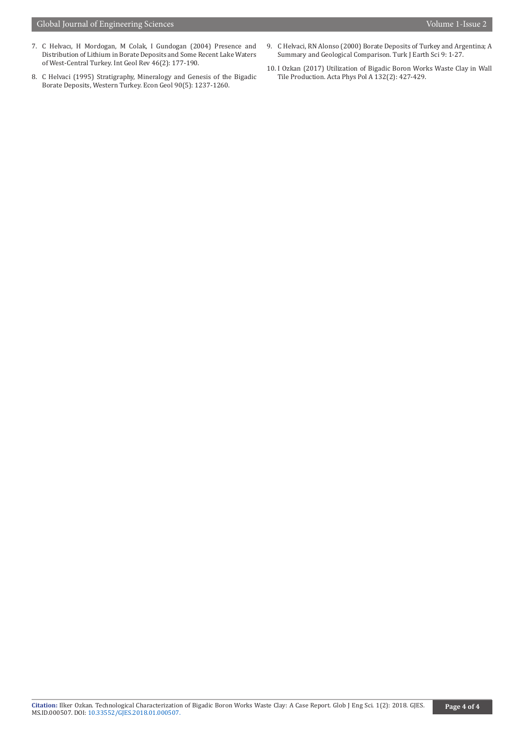7. C Helvacı, H Mordogan, M Colak, I Gundogan (2004) Presence and Distribution of Lithium in Borate Deposits and Some Recent Lake Waters of West-Central Turkey. Int Geol Rev 46(2): 177-190.
8. C Helvaci (1995) Stratigraphy, Mineralogy and Genesis of the Bigadic Borate Deposits, Western Turkey. Econ Geol 90(5): 1237-1260.
9. C Helvaci, RN Alonso (2000) Borate Deposits of Turkey and Argentina; A Summary and Geological Comparison. Turk J Earth Sci 9: 1-27.
10. I Ozkan (2017) Utilization of Bigadic Boron Works Waste Clay in Wall Tile Production. Acta Phys Pol A 132(2): 427-429.